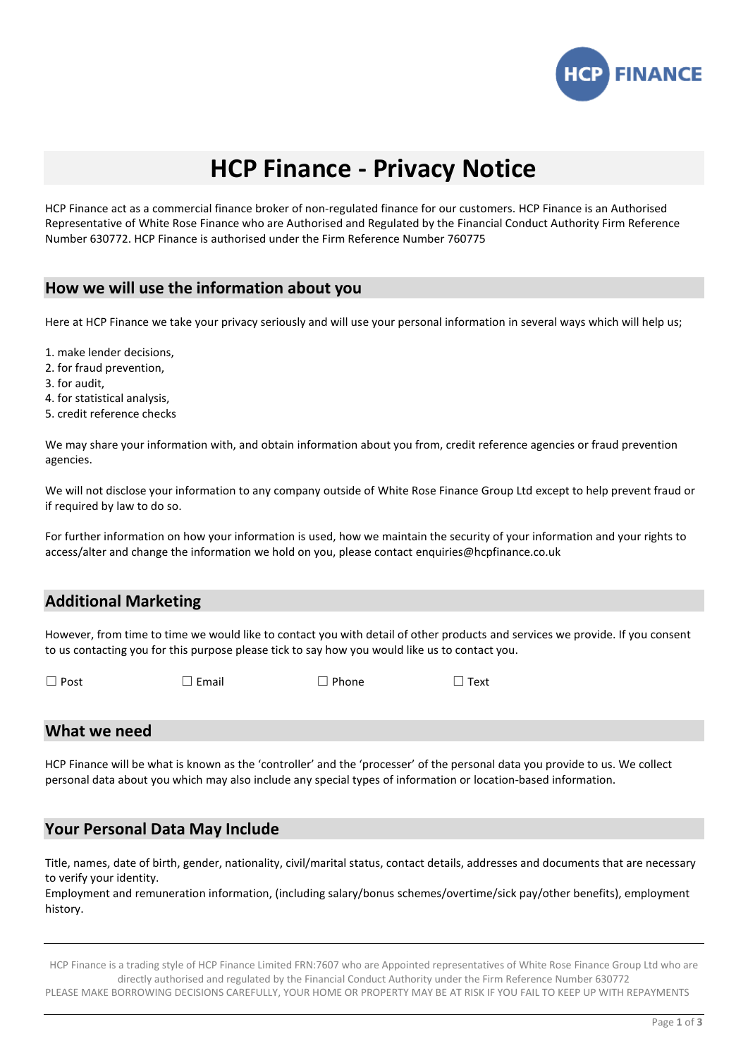# HCP Finance - Privacy Notice

HCP Finance act as a commercial finance broker of non-regulated finance for our customers. HCP Finance is an Authorised Representative of White Rose Finance who are Authorised and Regulated by the Financial Conduct Authority Firm Reference Number 630772. HCP Finance is authorised under the Firm Reference Number 760775

## How we will use the information about you

Here at HCP Finance we take your privacy seriously and will use your personal information in several ways which will help us;

1. make lender decisions,
2. for fraud prevention,
3. for audit,
4. for statistical analysis,
5. credit reference checks

We may share your information with, and obtain information about you from, credit reference agencies or fraud prevention agencies.

We will not disclose your information to any company outside of White Rose Finance Group Ltd except to help prevent fraud or if required by law to do so.

For further information on how your information is used, how we maintain the security of your information and your rights to access/alter and change the information we hold on you, please contact enquiries@hcpfinance.co.uk

## Additional Marketing

However, from time to time we would like to contact you with detail of other products and services we provide. If you consent to us contacting you for this purpose please tick to say how you would like us to contact you.

☐ Post ☐ Email ☐ Phone ☐ Text

## What we need

HCP Finance will be what is known as the 'controller' and the 'processer' of the personal data you provide to us. We collect personal data about you which may also include any special types of information or location-based information.

## Your Personal Data May Include

Title, names, date of birth, gender, nationality, civil/marital status, contact details, addresses and documents that are necessary to verify your identity.
Employment and remuneration information, (including salary/bonus schemes/overtime/sick pay/other benefits), employment history.

HCP Finance is a trading style of HCP Finance Limited FRN:7607 who are Appointed representatives of White Rose Finance Group Ltd who are directly authorised and regulated by the Financial Conduct Authority under the Firm Reference Number 630772
PLEASE MAKE BORROWING DECISIONS CAREFULLY, YOUR HOME OR PROPERTY MAY BE AT RISK IF YOU FAIL TO KEEP UP WITH REPAYMENTS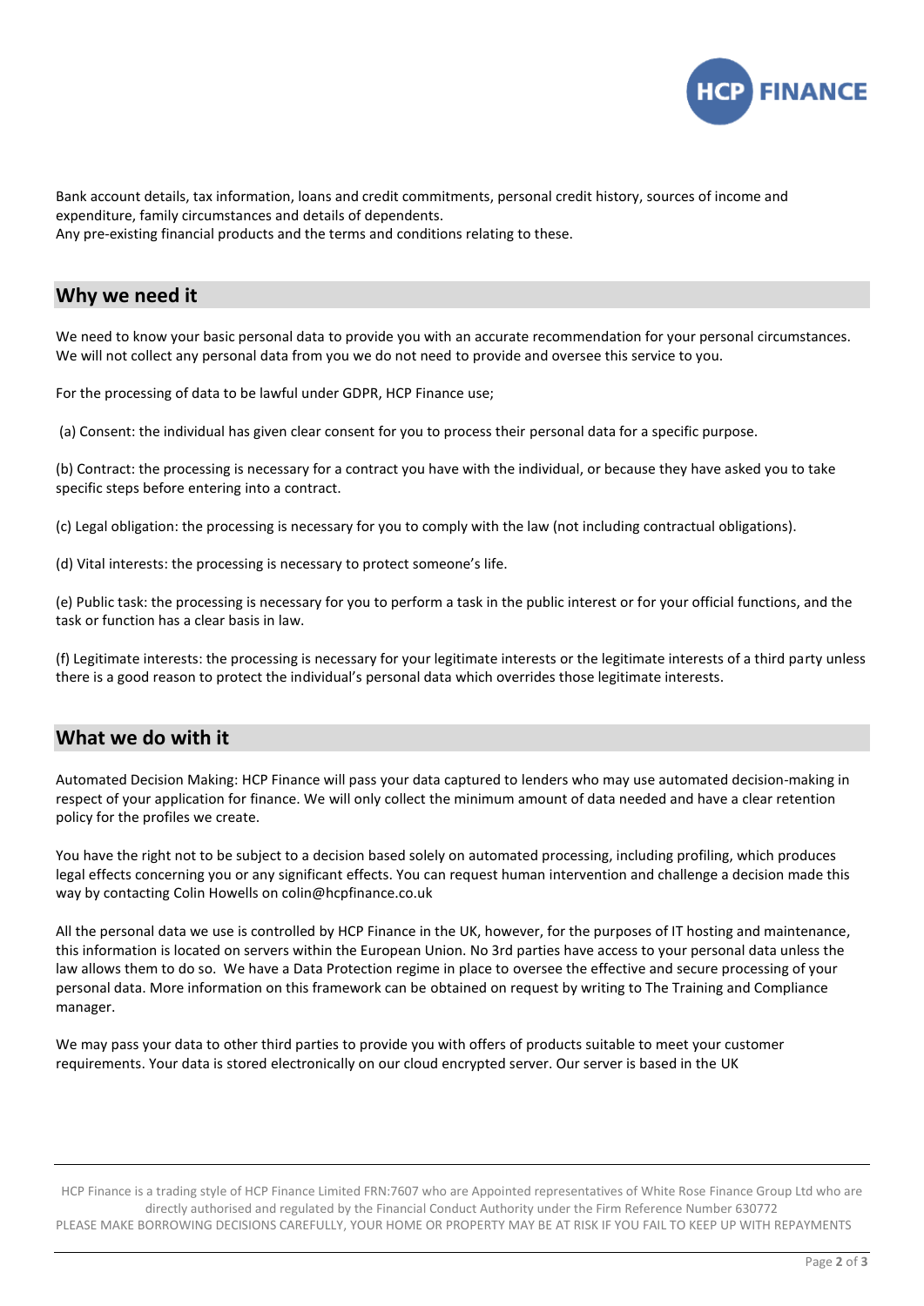Bank account details, tax information, loans and credit commitments, personal credit history, sources of income and expenditure, family circumstances and details of dependents.
Any pre-existing financial products and the terms and conditions relating to these.

## Why we need it

We need to know your basic personal data to provide you with an accurate recommendation for your personal circumstances. We will not collect any personal data from you we do not need to provide and oversee this service to you.

For the processing of data to be lawful under GDPR, HCP Finance use;

(a) Consent: the individual has given clear consent for you to process their personal data for a specific purpose.

(b) Contract: the processing is necessary for a contract you have with the individual, or because they have asked you to take specific steps before entering into a contract.

(c) Legal obligation: the processing is necessary for you to comply with the law (not including contractual obligations).

(d) Vital interests: the processing is necessary to protect someone's life.

(e) Public task: the processing is necessary for you to perform a task in the public interest or for your official functions, and the task or function has a clear basis in law.

(f) Legitimate interests: the processing is necessary for your legitimate interests or the legitimate interests of a third party unless there is a good reason to protect the individual's personal data which overrides those legitimate interests.

## What we do with it

Automated Decision Making: HCP Finance will pass your data captured to lenders who may use automated decision-making in respect of your application for finance. We will only collect the minimum amount of data needed and have a clear retention policy for the profiles we create.

You have the right not to be subject to a decision based solely on automated processing, including profiling, which produces legal effects concerning you or any significant effects. You can request human intervention and challenge a decision made this way by contacting Colin Howells on colin@hcpfinance.co.uk

All the personal data we use is controlled by HCP Finance in the UK, however, for the purposes of IT hosting and maintenance, this information is located on servers within the European Union. No 3rd parties have access to your personal data unless the law allows them to do so. We have a Data Protection regime in place to oversee the effective and secure processing of your personal data. More information on this framework can be obtained on request by writing to The Training and Compliance manager.

We may pass your data to other third parties to provide you with offers of products suitable to meet your customer requirements. Your data is stored electronically on our cloud encrypted server. Our server is based in the UK

HCP Finance is a trading style of HCP Finance Limited FRN:7607 who are Appointed representatives of White Rose Finance Group Ltd who are directly authorised and regulated by the Financial Conduct Authority under the Firm Reference Number 630772
PLEASE MAKE BORROWING DECISIONS CAREFULLY, YOUR HOME OR PROPERTY MAY BE AT RISK IF YOU FAIL TO KEEP UP WITH REPAYMENTS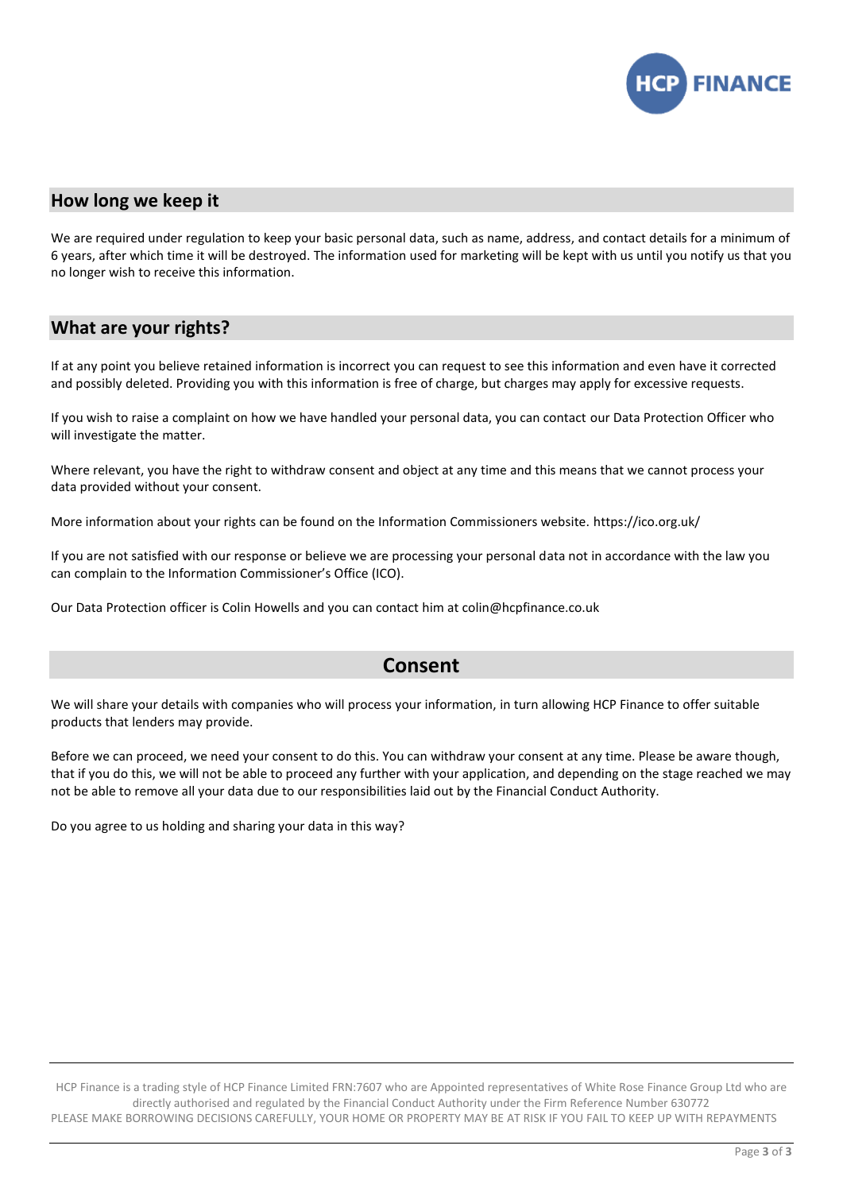## How long we keep it

We are required under regulation to keep your basic personal data, such as name, address, and contact details for a minimum of 6 years, after which time it will be destroyed. The information used for marketing will be kept with us until you notify us that you no longer wish to receive this information.

## What are your rights?

If at any point you believe retained information is incorrect you can request to see this information and even have it corrected and possibly deleted. Providing you with this information is free of charge, but charges may apply for excessive requests.

If you wish to raise a complaint on how we have handled your personal data, you can contact our Data Protection Officer who will investigate the matter.

Where relevant, you have the right to withdraw consent and object at any time and this means that we cannot process your data provided without your consent.

More information about your rights can be found on the Information Commissioners website. https://ico.org.uk/

If you are not satisfied with our response or believe we are processing your personal data not in accordance with the law you can complain to the Information Commissioner's Office (ICO).

Our Data Protection officer is Colin Howells and you can contact him at colin@hcpfinance.co.uk

## Consent

We will share your details with companies who will process your information, in turn allowing HCP Finance to offer suitable products that lenders may provide.

Before we can proceed, we need your consent to do this. You can withdraw your consent at any time. Please be aware though, that if you do this, we will not be able to proceed any further with your application, and depending on the stage reached we may not be able to remove all your data due to our responsibilities laid out by the Financial Conduct Authority.

Do you agree to us holding and sharing your data in this way?

HCP Finance is a trading style of HCP Finance Limited FRN:7607 who are Appointed representatives of White Rose Finance Group Ltd who are directly authorised and regulated by the Financial Conduct Authority under the Firm Reference Number 630772

PLEASE MAKE BORROWING DECISIONS CAREFULLY, YOUR HOME OR PROPERTY MAY BE AT RISK IF YOU FAIL TO KEEP UP WITH REPAYMENTS